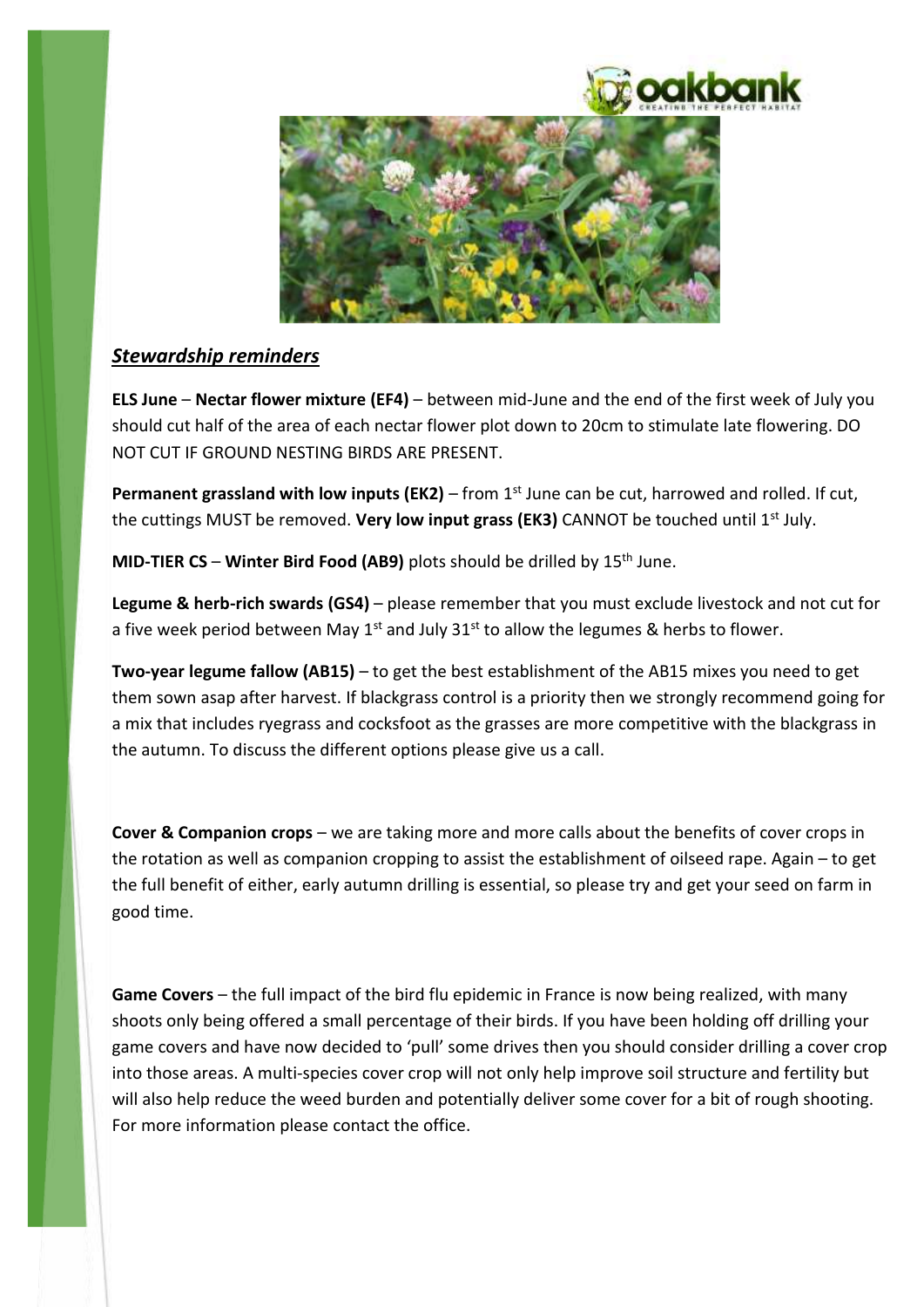## *Stewardship reminders*

**ELS June** – **Nectar flower mixture (EF4)** – between mid-June and the end of the first week of July you should cut half of the area of each nectar flower plot down to 20cm to stimulate late flowering. DO NOT CUT IF GROUND NESTING BIRDS ARE PRESENT.

**Permanent grassland with low inputs (EK2)** – from 1st June can be cut, harrowed and rolled. If cut, the cuttings MUST be removed. **Very low input grass (EK3)** CANNOT be touched until 1st July.

**MID-TIER CS** – **Winter Bird Food (AB9)** plots should be drilled by 15th June.

**Legume & herb-rich swards (GS4)** – please remember that you must exclude livestock and not cut for a five week period between May 1st and July 31st to allow the legumes & herbs to flower.

**Two-year legume fallow (AB15)** – to get the best establishment of the AB15 mixes you need to get them sown asap after harvest. If blackgrass control is a priority then we strongly recommend going for a mix that includes ryegrass and cocksfoot as the grasses are more competitive with the blackgrass in the autumn. To discuss the different options please give us a call.

**Cover & Companion crops** – we are taking more and more calls about the benefits of cover crops in the rotation as well as companion cropping to assist the establishment of oilseed rape. Again – to get the full benefit of either, early autumn drilling is essential, so please try and get your seed on farm in good time.

**Game Covers** – the full impact of the bird flu epidemic in France is now being realized, with many shoots only being offered a small percentage of their birds. If you have been holding off drilling your game covers and have now decided to 'pull' some drives then you should consider drilling a cover crop into those areas. A multi-species cover crop will not only help improve soil structure and fertility but will also help reduce the weed burden and potentially deliver some cover for a bit of rough shooting. For more information please contact the office.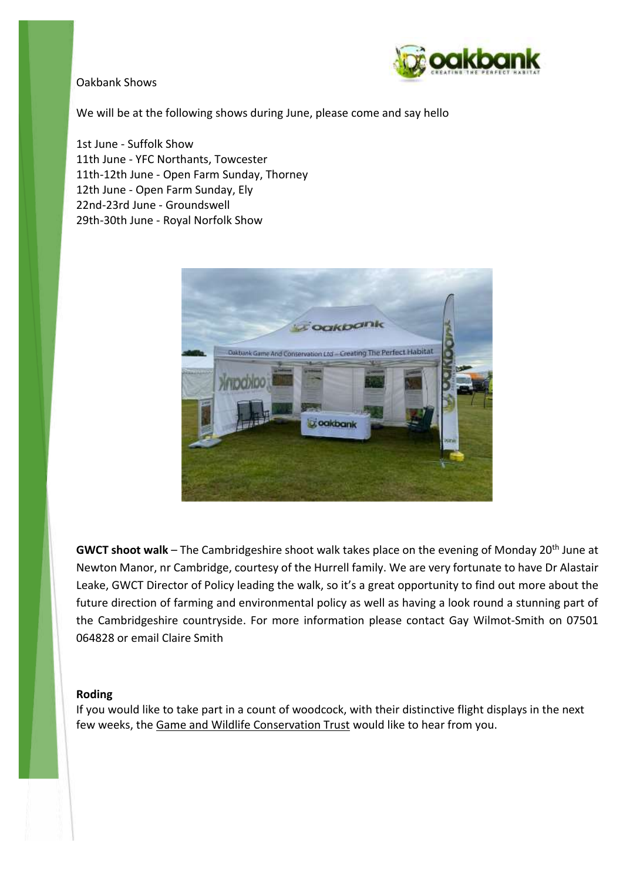Oakbank Shows

We will be at the following shows during June, please come and say hello

1st June - Suffolk Show
11th June - YFC Northants, Towcester
11th-12th June - Open Farm Sunday, Thorney
12th June - Open Farm Sunday, Ely
22nd-23rd June - Groundswell
29th-30th June - Royal Norfolk Show

**GWCT shoot walk** – The Cambridgeshire shoot walk takes place on the evening of Monday 20th June at Newton Manor, nr Cambridge, courtesy of the Hurrell family. We are very fortunate to have Dr Alastair Leake, GWCT Director of Policy leading the walk, so it's a great opportunity to find out more about the future direction of farming and environmental policy as well as having a look round a stunning part of the Cambridgeshire countryside. For more information please contact Gay Wilmot-Smith on 07501 064828 or email Claire Smith

**Roding**

If you would like to take part in a count of woodcock, with their distinctive flight displays in the next few weeks, the Game and Wildlife Conservation Trust would like to hear from you.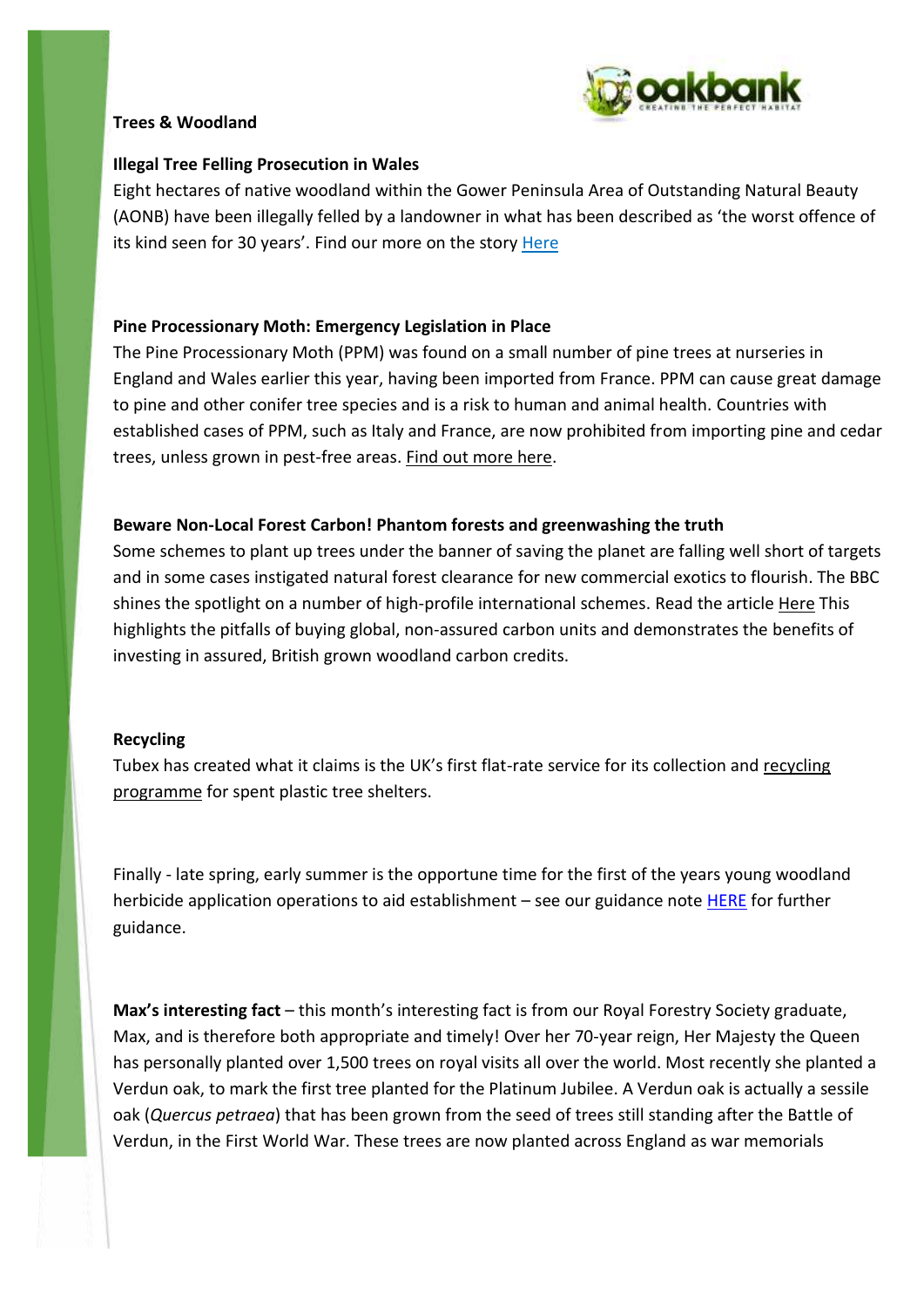**Trees & Woodland**

**Illegal Tree Felling Prosecution in Wales**

Eight hectares of native woodland within the Gower Peninsula Area of Outstanding Natural Beauty (AONB) have been illegally felled by a landowner in what has been described as 'the worst offence of its kind seen for 30 years'. Find our more on the story Here

**Pine Processionary Moth: Emergency Legislation in Place**

The Pine Processionary Moth (PPM) was found on a small number of pine trees at nurseries in England and Wales earlier this year, having been imported from France. PPM can cause great damage to pine and other conifer tree species and is a risk to human and animal health. Countries with established cases of PPM, such as Italy and France, are now prohibited from importing pine and cedar trees, unless grown in pest-free areas. Find out more here.

**Beware Non-Local Forest Carbon! Phantom forests and greenwashing the truth**

Some schemes to plant up trees under the banner of saving the planet are falling well short of targets and in some cases instigated natural forest clearance for new commercial exotics to flourish. The BBC shines the spotlight on a number of high-profile international schemes. Read the article Here This highlights the pitfalls of buying global, non-assured carbon units and demonstrates the benefits of investing in assured, British grown woodland carbon credits.

**Recycling**

Tubex has created what it claims is the UK's first flat-rate service for its collection and recycling programme for spent plastic tree shelters.

Finally - late spring, early summer is the opportune time for the first of the years young woodland herbicide application operations to aid establishment – see our guidance note HERE for further guidance.

**Max's interesting fact** – this month's interesting fact is from our Royal Forestry Society graduate, Max, and is therefore both appropriate and timely! Over her 70-year reign, Her Majesty the Queen has personally planted over 1,500 trees on royal visits all over the world. Most recently she planted a Verdun oak, to mark the first tree planted for the Platinum Jubilee. A Verdun oak is actually a sessile oak (*Quercus petraea*) that has been grown from the seed of trees still standing after the Battle of Verdun, in the First World War. These trees are now planted across England as war memorials